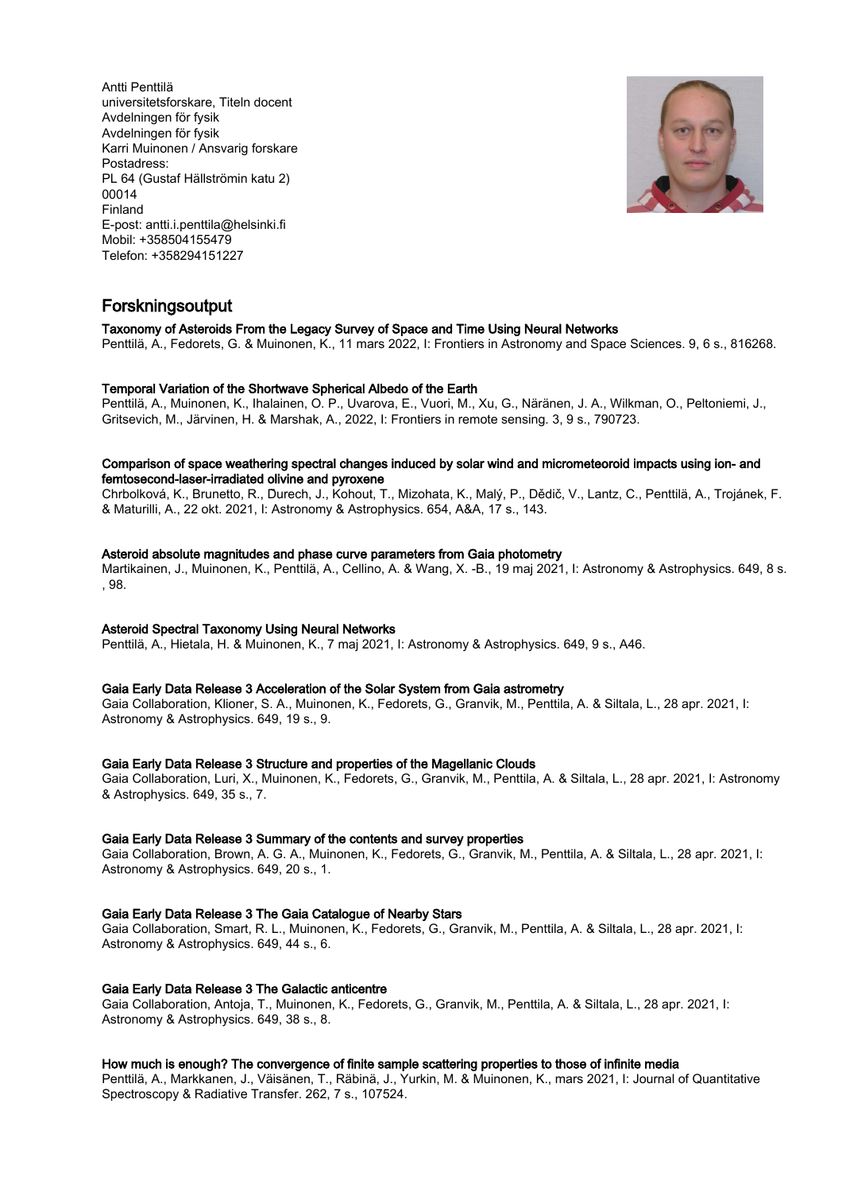Antti Penttilä
universitetsforskare, Titeln docent
Avdelningen för fysik
Avdelningen för fysik
Karri Muinonen / Ansvarig forskare
Postadress:
PL 64 (Gustaf Hällströmin katu 2)
00014
Finland
E-post: antti.i.penttila@helsinki.fi
Mobil: +358504155479
Telefon: +358294151227

## Forskningsoutput

**Taxonomy of Asteroids From the Legacy Survey of Space and Time Using Neural Networks**
Penttilä, A., Fedorets, G. & Muinonen, K., 11 mars 2022, I: Frontiers in Astronomy and Space Sciences. 9, 6 s., 816268.

**Temporal Variation of the Shortwave Spherical Albedo of the Earth**
Penttilä, A., Muinonen, K., Ihalainen, O. P., Uvarova, E., Vuori, M., Xu, G., Näränen, J. A., Wilkman, O., Peltoniemi, J., Gritsevich, M., Järvinen, H. & Marshak, A., 2022, I: Frontiers in remote sensing. 3, 9 s., 790723.

**Comparison of space weathering spectral changes induced by solar wind and micrometeoroid impacts using ion- and femtosecond-laser-irradiated olivine and pyroxene**
Chrbolková, K., Brunetto, R., Ďurech, J., Kohout, T., Mizohata, K., Malý, P., Dědič, V., Lantz, C., Penttilä, A., Trojánek, F. & Maturilli, A., 22 okt. 2021, I: Astronomy & Astrophysics. 654, A&A, 17 s., 143.

**Asteroid absolute magnitudes and phase curve parameters from Gaia photometry**
Martikainen, J., Muinonen, K., Penttilä, A., Cellino, A. & Wang, X. -B., 19 maj 2021, I: Astronomy & Astrophysics. 649, 8 s. , 98.

**Asteroid Spectral Taxonomy Using Neural Networks**
Penttilä, A., Hietala, H. & Muinonen, K., 7 maj 2021, I: Astronomy & Astrophysics. 649, 9 s., A46.

**Gaia Early Data Release 3 Acceleration of the Solar System from Gaia astrometry**
Gaia Collaboration, Klioner, S. A., Muinonen, K., Fedorets, G., Granvik, M., Penttila, A. & Siltala, L., 28 apr. 2021, I: Astronomy & Astrophysics. 649, 19 s., 9.

**Gaia Early Data Release 3 Structure and properties of the Magellanic Clouds**
Gaia Collaboration, Luri, X., Muinonen, K., Fedorets, G., Granvik, M., Penttila, A. & Siltala, L., 28 apr. 2021, I: Astronomy & Astrophysics. 649, 35 s., 7.

**Gaia Early Data Release 3 Summary of the contents and survey properties**
Gaia Collaboration, Brown, A. G. A., Muinonen, K., Fedorets, G., Granvik, M., Penttila, A. & Siltala, L., 28 apr. 2021, I: Astronomy & Astrophysics. 649, 20 s., 1.

**Gaia Early Data Release 3 The Gaia Catalogue of Nearby Stars**
Gaia Collaboration, Smart, R. L., Muinonen, K., Fedorets, G., Granvik, M., Penttila, A. & Siltala, L., 28 apr. 2021, I: Astronomy & Astrophysics. 649, 44 s., 6.

**Gaia Early Data Release 3 The Galactic anticentre**
Gaia Collaboration, Antoja, T., Muinonen, K., Fedorets, G., Granvik, M., Penttila, A. & Siltala, L., 28 apr. 2021, I: Astronomy & Astrophysics. 649, 38 s., 8.

**How much is enough? The convergence of finite sample scattering properties to those of infinite media**
Penttilä, A., Markkanen, J., Väisänen, T., Räbinä, J., Yurkin, M. & Muinonen, K., mars 2021, I: Journal of Quantitative Spectroscopy & Radiative Transfer. 262, 7 s., 107524.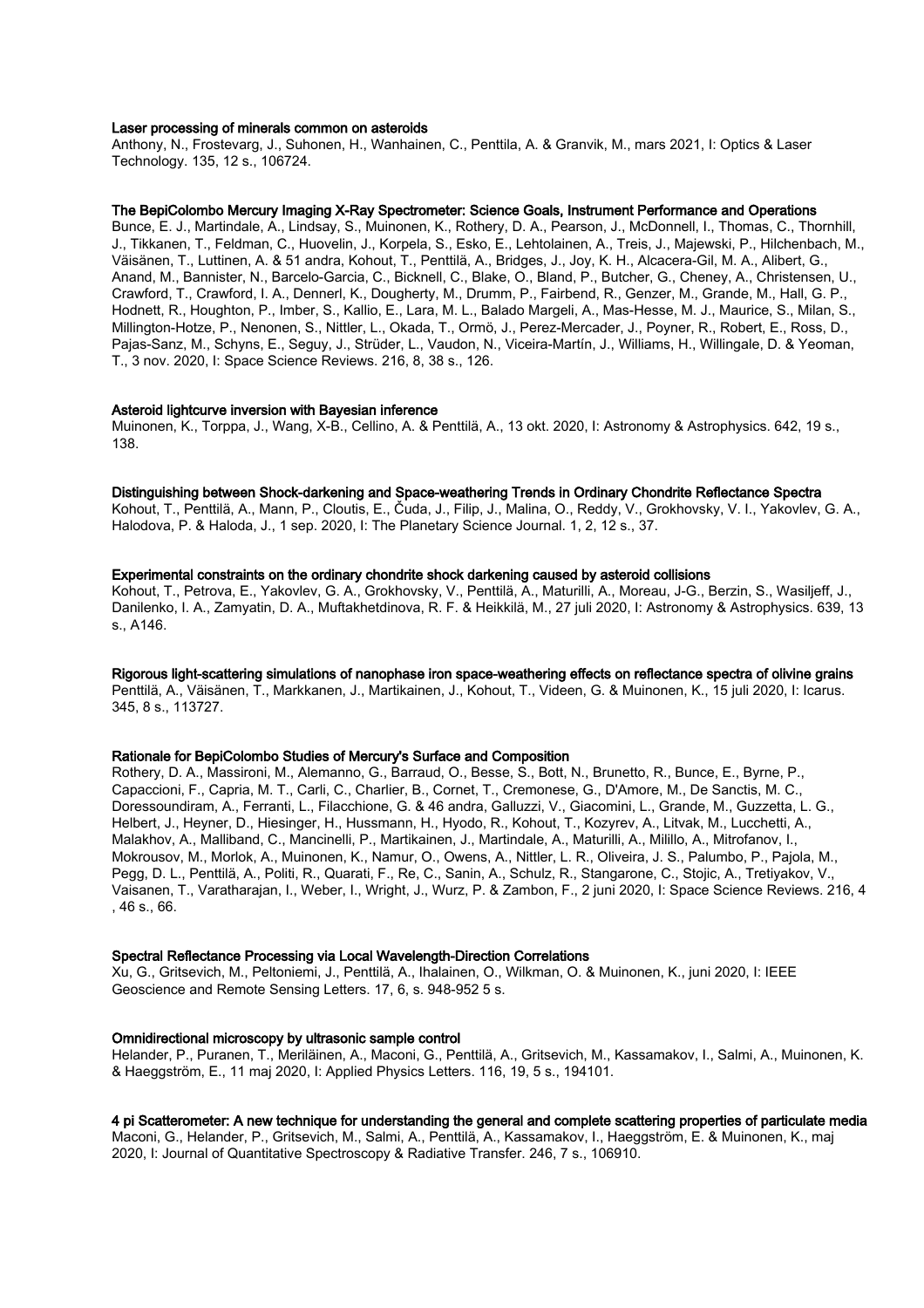**Laser processing of minerals common on asteroids**

Anthony, N., Frostevarg, J., Suhonen, H., Wanhainen, C., Penttila, A. & Granvik, M., mars 2021, I: Optics & Laser Technology. 135, 12 s., 106724.

**The BepiColombo Mercury Imaging X-Ray Spectrometer: Science Goals, Instrument Performance and Operations**

Bunce, E. J., Martindale, A., Lindsay, S., Muinonen, K., Rothery, D. A., Pearson, J., McDonnell, I., Thomas, C., Thornhill, J., Tikkanen, T., Feldman, C., Huovelin, J., Korpela, S., Esko, E., Lehtolainen, A., Treis, J., Majewski, P., Hilchenbach, M., Väisänen, T., Luttinen, A. & 51 andra, Kohout, T., Penttilä, A., Bridges, J., Joy, K. H., Alcacera-Gil, M. A., Alibert, G., Anand, M., Bannister, N., Barcelo-Garcia, C., Bicknell, C., Blake, O., Bland, P., Butcher, G., Cheney, A., Christensen, U., Crawford, T., Crawford, I. A., Dennerl, K., Dougherty, M., Drumm, P., Fairbend, R., Genzer, M., Grande, M., Hall, G. P., Hodnett, R., Houghton, P., Imber, S., Kallio, E., Lara, M. L., Balado Margeli, A., Mas-Hesse, M. J., Maurice, S., Milan, S., Millington-Hotze, P., Nenonen, S., Nittler, L., Okada, T., Ormö, J., Perez-Mercader, J., Poyner, R., Robert, E., Ross, D., Pajas-Sanz, M., Schyns, E., Seguy, J., Strüder, L., Vaudon, N., Viceira-Martín, J., Williams, H., Willingale, D. & Yeoman, T., 3 nov. 2020, I: Space Science Reviews. 216, 8, 38 s., 126.

**Asteroid lightcurve inversion with Bayesian inference**

Muinonen, K., Torppa, J., Wang, X-B., Cellino, A. & Penttilä, A., 13 okt. 2020, I: Astronomy & Astrophysics. 642, 19 s., 138.

**Distinguishing between Shock-darkening and Space-weathering Trends in Ordinary Chondrite Reflectance Spectra**

Kohout, T., Penttilä, A., Mann, P., Cloutis, E., Čuda, J., Filip, J., Malina, O., Reddy, V., Grokhovsky, V. I., Yakovlev, G. A., Halodova, P. & Haloda, J., 1 sep. 2020, I: The Planetary Science Journal. 1, 2, 12 s., 37.

**Experimental constraints on the ordinary chondrite shock darkening caused by asteroid collisions**

Kohout, T., Petrova, E., Yakovlev, G. A., Grokhovsky, V., Penttilä, A., Maturilli, A., Moreau, J-G., Berzin, S., Wasiljeff, J., Danilenko, I. A., Zamyatin, D. A., Muftakhetdinova, R. F. & Heikkilä, M., 27 juli 2020, I: Astronomy & Astrophysics. 639, 13 s., A146.

**Rigorous light-scattering simulations of nanophase iron space-weathering effects on reflectance spectra of olivine grains**

Penttilä, A., Väisänen, T., Markkanen, J., Martikainen, J., Kohout, T., Videen, G. & Muinonen, K., 15 juli 2020, I: Icarus. 345, 8 s., 113727.

**Rationale for BepiColombo Studies of Mercury's Surface and Composition**

Rothery, D. A., Massironi, M., Alemanno, G., Barraud, O., Besse, S., Bott, N., Brunetto, R., Bunce, E., Byrne, P., Capaccioni, F., Capria, M. T., Carli, C., Charlier, B., Cornet, T., Cremonese, G., D'Amore, M., De Sanctis, M. C., Doressoundiram, A., Ferranti, L., Filacchione, G. & 46 andra, Galluzzi, V., Giacomini, L., Grande, M., Guzzetta, L. G., Helbert, J., Heyner, D., Hiesinger, H., Hussmann, H., Hyodo, R., Kohout, T., Kozyrev, A., Litvak, M., Lucchetti, A., Malakhov, A., Malliband, C., Mancinelli, P., Martikainen, J., Martindale, A., Maturilli, A., Milillo, A., Mitrofanov, I., Mokrousov, M., Morlok, A., Muinonen, K., Namur, O., Owens, A., Nittler, L. R., Oliveira, J. S., Palumbo, P., Pajola, M., Pegg, D. L., Penttilä, A., Politi, R., Quarati, F., Re, C., Sanin, A., Schulz, R., Stangarone, C., Stojic, A., Tretiyakov, V., Vaisanen, T., Varatharajan, I., Weber, I., Wright, J., Wurz, P. & Zambon, F., 2 juni 2020, I: Space Science Reviews. 216, 4 , 46 s., 66.

**Spectral Reflectance Processing via Local Wavelength-Direction Correlations**

Xu, G., Gritsevich, M., Peltoniemi, J., Penttilä, A., Ihalainen, O., Wilkman, O. & Muinonen, K., juni 2020, I: IEEE Geoscience and Remote Sensing Letters. 17, 6, s. 948-952 5 s.

**Omnidirectional microscopy by ultrasonic sample control**

Helander, P., Puranen, T., Meriläinen, A., Maconi, G., Penttilä, A., Gritsevich, M., Kassamakov, I., Salmi, A., Muinonen, K. & Haeggström, E., 11 maj 2020, I: Applied Physics Letters. 116, 19, 5 s., 194101.

**4 pi Scatterometer: A new technique for understanding the general and complete scattering properties of particulate media**

Maconi, G., Helander, P., Gritsevich, M., Salmi, A., Penttilä, A., Kassamakov, I., Haeggström, E. & Muinonen, K., maj 2020, I: Journal of Quantitative Spectroscopy & Radiative Transfer. 246, 7 s., 106910.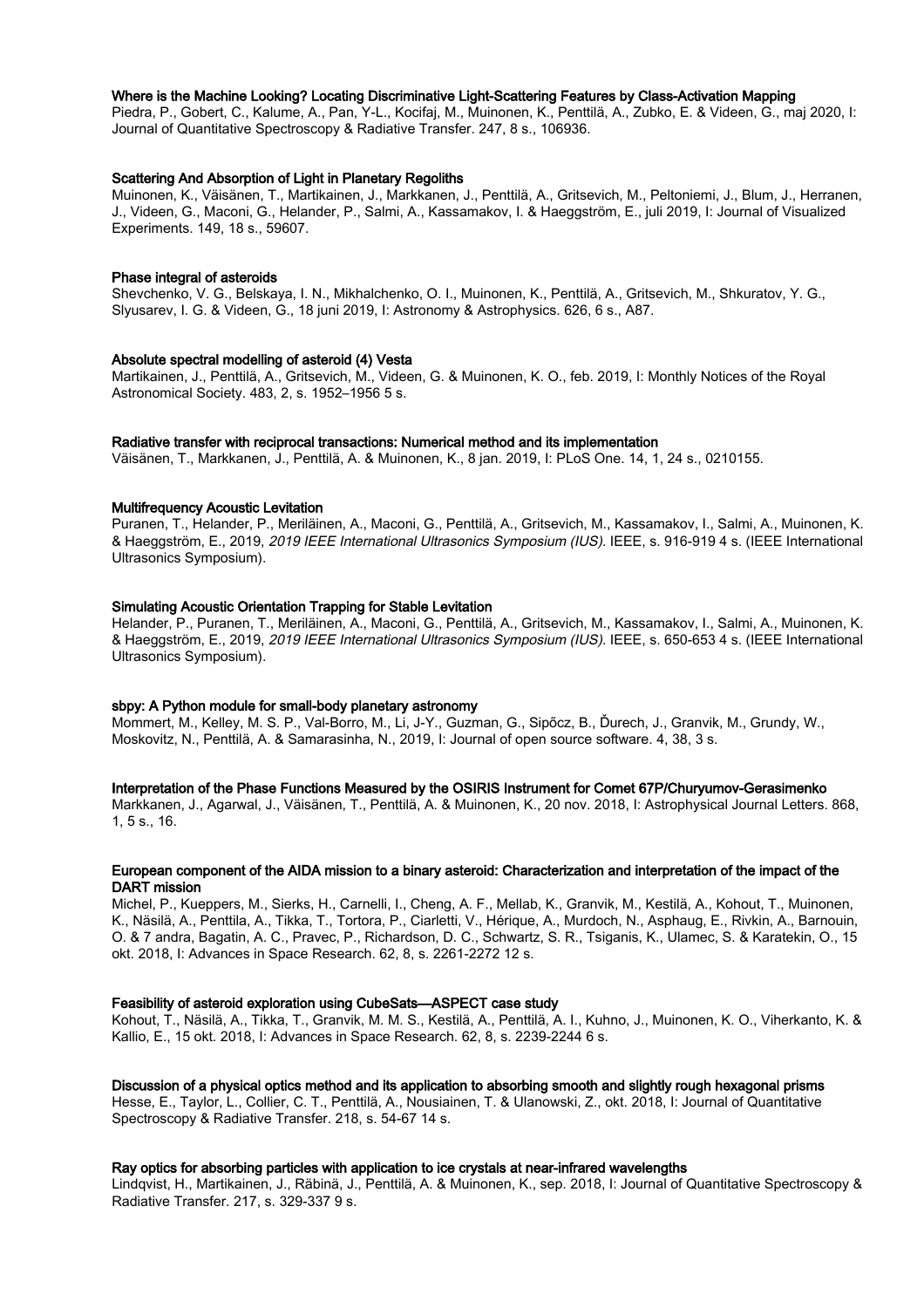**Where is the Machine Looking? Locating Discriminative Light-Scattering Features by Class-Activation Mapping**
Piedra, P., Gobert, C., Kalume, A., Pan, Y-L., Kocifaj, M., Muinonen, K., Penttilä, A., Zubko, E. & Videen, G., maj 2020, I: Journal of Quantitative Spectroscopy & Radiative Transfer. 247, 8 s., 106936.

**Scattering And Absorption of Light in Planetary Regoliths**
Muinonen, K., Väisänen, T., Martikainen, J., Markkanen, J., Penttilä, A., Gritsevich, M., Peltoniemi, J., Blum, J., Herranen, J., Videen, G., Maconi, G., Helander, P., Salmi, A., Kassamakov, I. & Haeggström, E., juli 2019, I: Journal of Visualized Experiments. 149, 18 s., 59607.

**Phase integral of asteroids**
Shevchenko, V. G., Belskaya, I. N., Mikhalchenko, O. I., Muinonen, K., Penttilä, A., Gritsevich, M., Shkuratov, Y. G., Slyusarev, I. G. & Videen, G., 18 juni 2019, I: Astronomy & Astrophysics. 626, 6 s., A87.

**Absolute spectral modelling of asteroid (4) Vesta**
Martikainen, J., Penttilä, A., Gritsevich, M., Videen, G. & Muinonen, K. O., feb. 2019, I: Monthly Notices of the Royal Astronomical Society. 483, 2, s. 1952–1956 5 s.

**Radiative transfer with reciprocal transactions: Numerical method and its implementation**
Väisänen, T., Markkanen, J., Penttilä, A. & Muinonen, K., 8 jan. 2019, I: PLoS One. 14, 1, 24 s., 0210155.

**Multifrequency Acoustic Levitation**
Puranen, T., Helander, P., Meriläinen, A., Maconi, G., Penttilä, A., Gritsevich, M., Kassamakov, I., Salmi, A., Muinonen, K. & Haeggström, E., 2019, *2019 IEEE International Ultrasonics Symposium (IUS).* IEEE, s. 916-919 4 s. (IEEE International Ultrasonics Symposium).

**Simulating Acoustic Orientation Trapping for Stable Levitation**
Helander, P., Puranen, T., Meriläinen, A., Maconi, G., Penttilä, A., Gritsevich, M., Kassamakov, I., Salmi, A., Muinonen, K. & Haeggström, E., 2019, *2019 IEEE International Ultrasonics Symposium (IUS).* IEEE, s. 650-653 4 s. (IEEE International Ultrasonics Symposium).

**sbpy: A Python module for small-body planetary astronomy**
Mommert, M., Kelley, M. S. P., Val-Borro, M., Li, J-Y., Guzman, G., Sipőcz, B., Ďurech, J., Granvik, M., Grundy, W., Moskovitz, N., Penttilä, A. & Samarasinha, N., 2019, I: Journal of open source software. 4, 38, 3 s.

**Interpretation of the Phase Functions Measured by the OSIRIS Instrument for Comet 67P/Churyumov-Gerasimenko**
Markkanen, J., Agarwal, J., Väisänen, T., Penttilä, A. & Muinonen, K., 20 nov. 2018, I: Astrophysical Journal Letters. 868, 1, 5 s., 16.

**European component of the AIDA mission to a binary asteroid: Characterization and interpretation of the impact of the DART mission**
Michel, P., Kueppers, M., Sierks, H., Carnelli, I., Cheng, A. F., Mellab, K., Granvik, M., Kestilä, A., Kohout, T., Muinonen, K., Näsilä, A., Penttila, A., Tikka, T., Tortora, P., Ciarletti, V., Hérique, A., Murdoch, N., Asphaug, E., Rivkin, A., Barnouin, O. & 7 andra, Bagatin, A. C., Pravec, P., Richardson, D. C., Schwartz, S. R., Tsiganis, K., Ulamec, S. & Karatekin, O., 15 okt. 2018, I: Advances in Space Research. 62, 8, s. 2261-2272 12 s.

**Feasibility of asteroid exploration using CubeSats—ASPECT case study**
Kohout, T., Näsilä, A., Tikka, T., Granvik, M. M. S., Kestilä, A., Penttilä, A. I., Kuhno, J., Muinonen, K. O., Viherkanto, K. & Kallio, E., 15 okt. 2018, I: Advances in Space Research. 62, 8, s. 2239-2244 6 s.

**Discussion of a physical optics method and its application to absorbing smooth and slightly rough hexagonal prisms**
Hesse, E., Taylor, L., Collier, C. T., Penttilä, A., Nousiainen, T. & Ulanowski, Z., okt. 2018, I: Journal of Quantitative Spectroscopy & Radiative Transfer. 218, s. 54-67 14 s.

**Ray optics for absorbing particles with application to ice crystals at near-infrared wavelengths**
Lindqvist, H., Martikainen, J., Räbinä, J., Penttilä, A. & Muinonen, K., sep. 2018, I: Journal of Quantitative Spectroscopy & Radiative Transfer. 217, s. 329-337 9 s.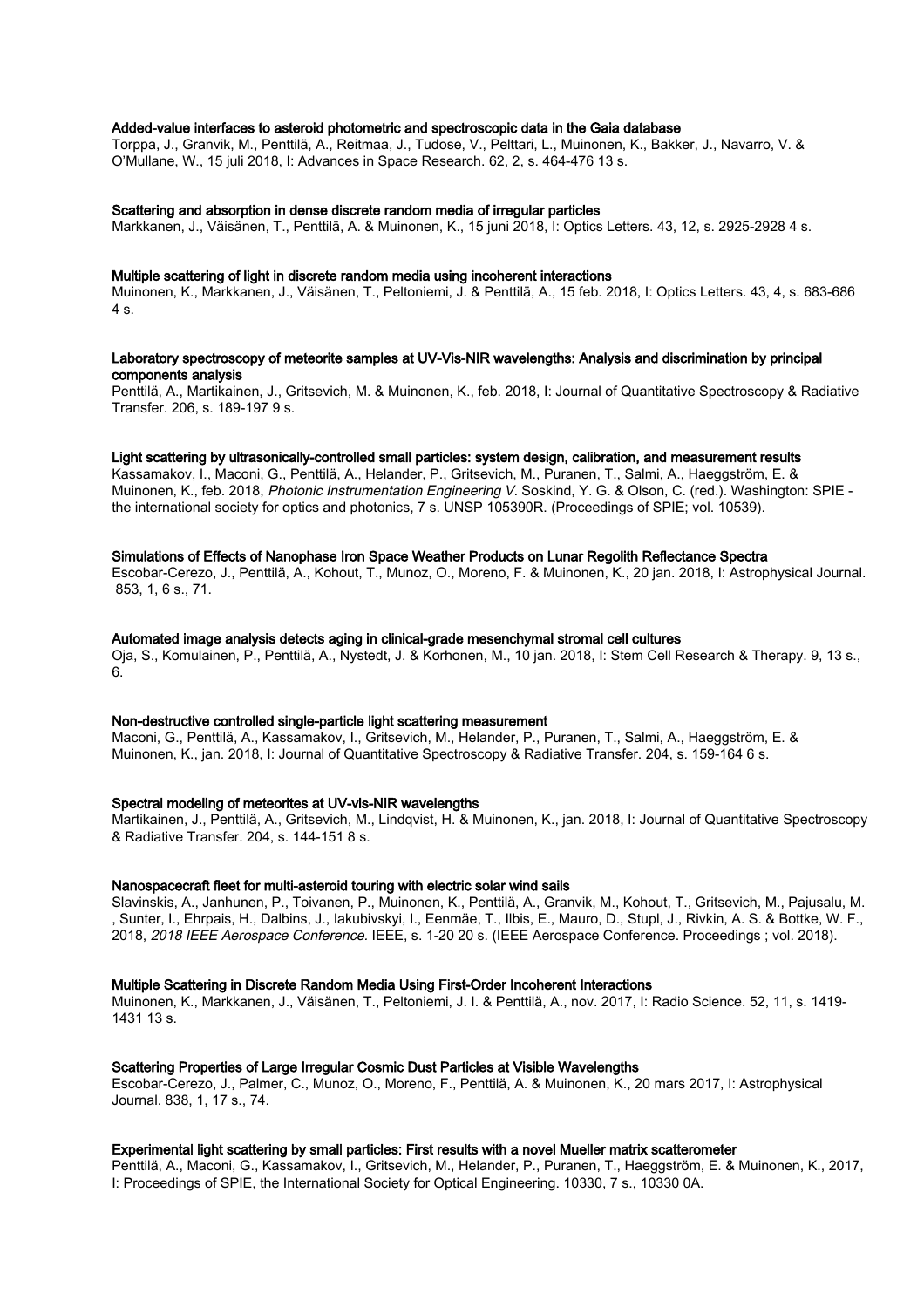**Added-value interfaces to asteroid photometric and spectroscopic data in the Gaia database**
Torppa, J., Granvik, M., Penttilä, A., Reitmaa, J., Tudose, V., Pelttari, L., Muinonen, K., Bakker, J., Navarro, V. & O'Mullane, W., 15 juli 2018, I: Advances in Space Research. 62, 2, s. 464-476 13 s.

**Scattering and absorption in dense discrete random media of irregular particles**
Markkanen, J., Väisänen, T., Penttilä, A. & Muinonen, K., 15 juni 2018, I: Optics Letters. 43, 12, s. 2925-2928 4 s.

**Multiple scattering of light in discrete random media using incoherent interactions**
Muinonen, K., Markkanen, J., Väisänen, T., Peltoniemi, J. & Penttilä, A., 15 feb. 2018, I: Optics Letters. 43, 4, s. 683-686 4 s.

**Laboratory spectroscopy of meteorite samples at UV-Vis-NIR wavelengths: Analysis and discrimination by principal components analysis**
Penttilä, A., Martikainen, J., Gritsevich, M. & Muinonen, K., feb. 2018, I: Journal of Quantitative Spectroscopy & Radiative Transfer. 206, s. 189-197 9 s.

**Light scattering by ultrasonically-controlled small particles: system design, calibration, and measurement results**
Kassamakov, I., Maconi, G., Penttilä, A., Helander, P., Gritsevich, M., Puranen, T., Salmi, A., Haeggström, E. & Muinonen, K., feb. 2018, *Photonic Instrumentation Engineering V.* Soskind, Y. G. & Olson, C. (red.). Washington: SPIE - the international society for optics and photonics, 7 s. UNSP 105390R. (Proceedings of SPIE; vol. 10539).

**Simulations of Effects of Nanophase Iron Space Weather Products on Lunar Regolith Reflectance Spectra**
Escobar-Cerezo, J., Penttilä, A., Kohout, T., Munoz, O., Moreno, F. & Muinonen, K., 20 jan. 2018, I: Astrophysical Journal. 853, 1, 6 s., 71.

**Automated image analysis detects aging in clinical-grade mesenchymal stromal cell cultures**
Oja, S., Komulainen, P., Penttilä, A., Nystedt, J. & Korhonen, M., 10 jan. 2018, I: Stem Cell Research & Therapy. 9, 13 s., 6.

**Non-destructive controlled single-particle light scattering measurement**
Maconi, G., Penttilä, A., Kassamakov, I., Gritsevich, M., Helander, P., Puranen, T., Salmi, A., Haeggström, E. & Muinonen, K., jan. 2018, I: Journal of Quantitative Spectroscopy & Radiative Transfer. 204, s. 159-164 6 s.

**Spectral modeling of meteorites at UV-vis-NIR wavelengths**
Martikainen, J., Penttilä, A., Gritsevich, M., Lindqvist, H. & Muinonen, K., jan. 2018, I: Journal of Quantitative Spectroscopy & Radiative Transfer. 204, s. 144-151 8 s.

**Nanospacecraft fleet for multi-asteroid touring with electric solar wind sails**
Slavinskis, A., Janhunen, P., Toivanen, P., Muinonen, K., Penttilä, A., Granvik, M., Kohout, T., Gritsevich, M., Pajusalu, M. , Sunter, I., Ehrpais, H., Dalbins, J., Iakubivskyi, I., Eenmäe, T., Ilbis, E., Mauro, D., Stupl, J., Rivkin, A. S. & Bottke, W. F., 2018, *2018 IEEE Aerospace Conference.* IEEE, s. 1-20 20 s. (IEEE Aerospace Conference. Proceedings ; vol. 2018).

**Multiple Scattering in Discrete Random Media Using First-Order Incoherent Interactions**
Muinonen, K., Markkanen, J., Väisänen, T., Peltoniemi, J. I. & Penttilä, A., nov. 2017, I: Radio Science. 52, 11, s. 1419-1431 13 s.

**Scattering Properties of Large Irregular Cosmic Dust Particles at Visible Wavelengths**
Escobar-Cerezo, J., Palmer, C., Munoz, O., Moreno, F., Penttilä, A. & Muinonen, K., 20 mars 2017, I: Astrophysical Journal. 838, 1, 17 s., 74.

**Experimental light scattering by small particles: First results with a novel Mueller matrix scatterometer**
Penttilä, A., Maconi, G., Kassamakov, I., Gritsevich, M., Helander, P., Puranen, T., Haeggström, E. & Muinonen, K., 2017, I: Proceedings of SPIE, the International Society for Optical Engineering. 10330, 7 s., 10330 0A.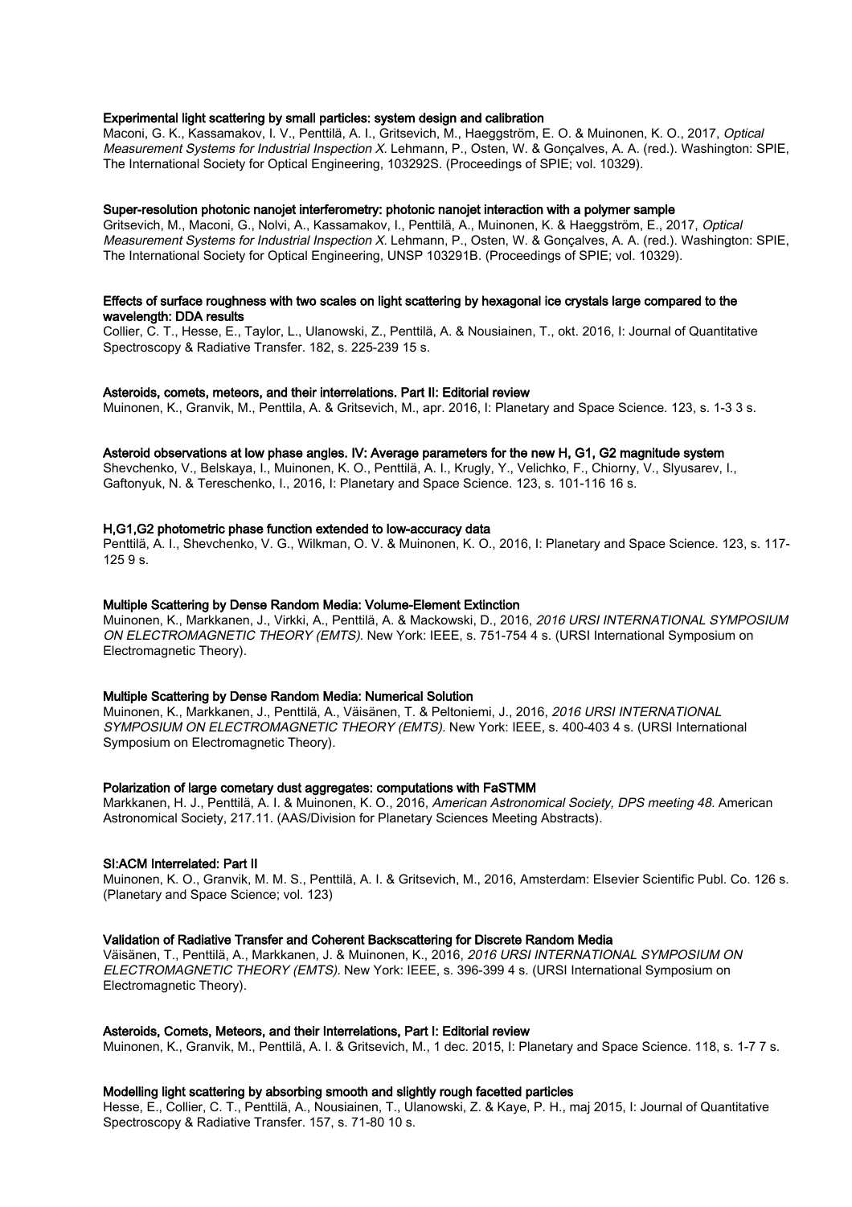**Experimental light scattering by small particles: system design and calibration**
Maconi, G. K., Kassamakov, I. V., Penttilä, A. I., Gritsevich, M., Haeggström, E. O. & Muinonen, K. O., 2017, *Optical Measurement Systems for Industrial Inspection X.* Lehmann, P., Osten, W. & Gonçalves, A. A. (red.). Washington: SPIE, The International Society for Optical Engineering, 103292S. (Proceedings of SPIE; vol. 10329).

**Super-resolution photonic nanojet interferometry: photonic nanojet interaction with a polymer sample**
Gritsevich, M., Maconi, G., Nolvi, A., Kassamakov, I., Penttilä, A., Muinonen, K. & Haeggström, E., 2017, *Optical Measurement Systems for Industrial Inspection X.* Lehmann, P., Osten, W. & Gonçalves, A. A. (red.). Washington: SPIE, The International Society for Optical Engineering, UNSP 103291B. (Proceedings of SPIE; vol. 10329).

**Effects of surface roughness with two scales on light scattering by hexagonal ice crystals large compared to the wavelength: DDA results**
Collier, C. T., Hesse, E., Taylor, L., Ulanowski, Z., Penttilä, A. & Nousiainen, T., okt. 2016, I: Journal of Quantitative Spectroscopy & Radiative Transfer. 182, s. 225-239 15 s.

**Asteroids, comets, meteors, and their interrelations. Part II: Editorial review**
Muinonen, K., Granvik, M., Penttila, A. & Gritsevich, M., apr. 2016, I: Planetary and Space Science. 123, s. 1-3 3 s.

**Asteroid observations at low phase angles. IV: Average parameters for the new H, G1, G2 magnitude system**
Shevchenko, V., Belskaya, I., Muinonen, K. O., Penttilä, A. I., Krugly, Y., Velichko, F., Chiorny, V., Slyusarev, I., Gaftonyuk, N. & Tereschenko, I., 2016, I: Planetary and Space Science. 123, s. 101-116 16 s.

**H,G1,G2 photometric phase function extended to low-accuracy data**
Penttilä, A. I., Shevchenko, V. G., Wilkman, O. V. & Muinonen, K. O., 2016, I: Planetary and Space Science. 123, s. 117-125 9 s.

**Multiple Scattering by Dense Random Media: Volume-Element Extinction**
Muinonen, K., Markkanen, J., Virkki, A., Penttilä, A. & Mackowski, D., 2016, *2016 URSI INTERNATIONAL SYMPOSIUM ON ELECTROMAGNETIC THEORY (EMTS).* New York: IEEE, s. 751-754 4 s. (URSI International Symposium on Electromagnetic Theory).

**Multiple Scattering by Dense Random Media: Numerical Solution**
Muinonen, K., Markkanen, J., Penttilä, A., Väisänen, T. & Peltoniemi, J., 2016, *2016 URSI INTERNATIONAL SYMPOSIUM ON ELECTROMAGNETIC THEORY (EMTS).* New York: IEEE, s. 400-403 4 s. (URSI International Symposium on Electromagnetic Theory).

**Polarization of large cometary dust aggregates: computations with FaSTMM**
Markkanen, H. J., Penttilä, A. I. & Muinonen, K. O., 2016, *American Astronomical Society, DPS meeting 48.* American Astronomical Society, 217.11. (AAS/Division for Planetary Sciences Meeting Abstracts).

**SI:ACM Interrelated: Part II**
Muinonen, K. O., Granvik, M. M. S., Penttilä, A. I. & Gritsevich, M., 2016, Amsterdam: Elsevier Scientific Publ. Co. 126 s. (Planetary and Space Science; vol. 123)

**Validation of Radiative Transfer and Coherent Backscattering for Discrete Random Media**
Väisänen, T., Penttilä, A., Markkanen, J. & Muinonen, K., 2016, *2016 URSI INTERNATIONAL SYMPOSIUM ON ELECTROMAGNETIC THEORY (EMTS).* New York: IEEE, s. 396-399 4 s. (URSI International Symposium on Electromagnetic Theory).

**Asteroids, Comets, Meteors, and their Interrelations, Part I: Editorial review**
Muinonen, K., Granvik, M., Penttilä, A. I. & Gritsevich, M., 1 dec. 2015, I: Planetary and Space Science. 118, s. 1-7 7 s.

**Modelling light scattering by absorbing smooth and slightly rough facetted particles**
Hesse, E., Collier, C. T., Penttilä, A., Nousiainen, T., Ulanowski, Z. & Kaye, P. H., maj 2015, I: Journal of Quantitative Spectroscopy & Radiative Transfer. 157, s. 71-80 10 s.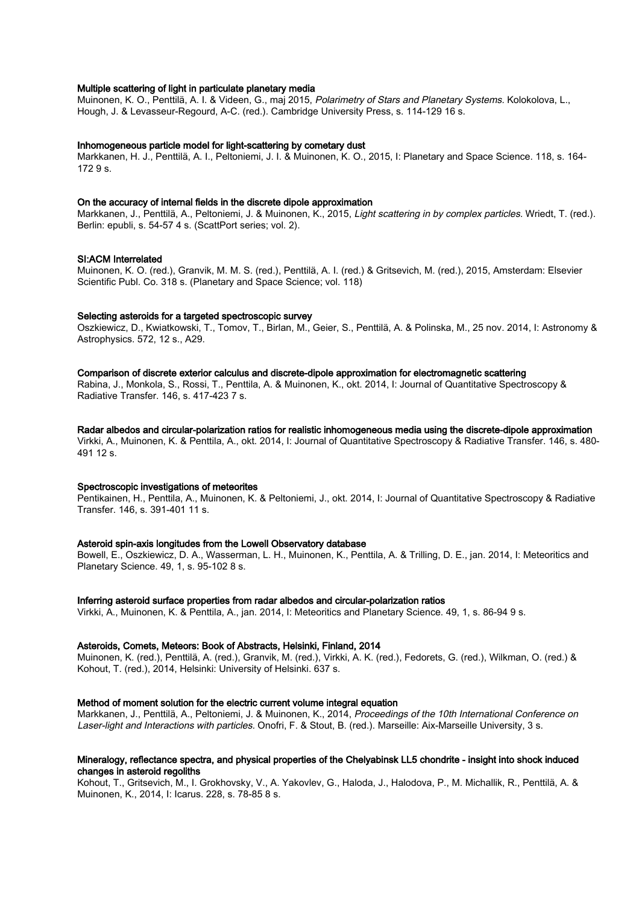**Multiple scattering of light in particulate planetary media**

Muinonen, K. O., Penttilä, A. I. & Videen, G., maj 2015, *Polarimetry of Stars and Planetary Systems.* Kolokolova, L., Hough, J. & Levasseur-Regourd, A-C. (red.). Cambridge University Press, s. 114-129 16 s.

**Inhomogeneous particle model for light-scattering by cometary dust**

Markkanen, H. J., Penttilä, A. I., Peltoniemi, J. I. & Muinonen, K. O., 2015, I: Planetary and Space Science. 118, s. 164-172 9 s.

**On the accuracy of internal fields in the discrete dipole approximation**

Markkanen, J., Penttilä, A., Peltoniemi, J. & Muinonen, K., 2015, *Light scattering in by complex particles.* Wriedt, T. (red.). Berlin: epubli, s. 54-57 4 s. (ScattPort series; vol. 2).

**SI:ACM Interrelated**

Muinonen, K. O. (red.), Granvik, M. M. S. (red.), Penttilä, A. I. (red.) & Gritsevich, M. (red.), 2015, Amsterdam: Elsevier Scientific Publ. Co. 318 s. (Planetary and Space Science; vol. 118)

**Selecting asteroids for a targeted spectroscopic survey**

Oszkiewicz, D., Kwiatkowski, T., Tomov, T., Birlan, M., Geier, S., Penttilä, A. & Polinska, M., 25 nov. 2014, I: Astronomy & Astrophysics. 572, 12 s., A29.

**Comparison of discrete exterior calculus and discrete-dipole approximation for electromagnetic scattering**

Rabina, J., Monkola, S., Rossi, T., Penttila, A. & Muinonen, K., okt. 2014, I: Journal of Quantitative Spectroscopy & Radiative Transfer. 146, s. 417-423 7 s.

**Radar albedos and circular-polarization ratios for realistic inhomogeneous media using the discrete-dipole approximation**

Virkki, A., Muinonen, K. & Penttila, A., okt. 2014, I: Journal of Quantitative Spectroscopy & Radiative Transfer. 146, s. 480-491 12 s.

**Spectroscopic investigations of meteorites**

Pentikainen, H., Penttila, A., Muinonen, K. & Peltoniemi, J., okt. 2014, I: Journal of Quantitative Spectroscopy & Radiative Transfer. 146, s. 391-401 11 s.

**Asteroid spin-axis longitudes from the Lowell Observatory database**

Bowell, E., Oszkiewicz, D. A., Wasserman, L. H., Muinonen, K., Penttila, A. & Trilling, D. E., jan. 2014, I: Meteoritics and Planetary Science. 49, 1, s. 95-102 8 s.

**Inferring asteroid surface properties from radar albedos and circular-polarization ratios**

Virkki, A., Muinonen, K. & Penttila, A., jan. 2014, I: Meteoritics and Planetary Science. 49, 1, s. 86-94 9 s.

**Asteroids, Comets, Meteors: Book of Abstracts, Helsinki, Finland, 2014**

Muinonen, K. (red.), Penttilä, A. (red.), Granvik, M. (red.), Virkki, A. K. (red.), Fedorets, G. (red.), Wilkman, O. (red.) & Kohout, T. (red.), 2014, Helsinki: University of Helsinki. 637 s.

**Method of moment solution for the electric current volume integral equation**

Markkanen, J., Penttilä, A., Peltoniemi, J. & Muinonen, K., 2014, *Proceedings of the 10th International Conference on Laser-light and Interactions with particles.* Onofri, F. & Stout, B. (red.). Marseille: Aix-Marseille University, 3 s.

**Mineralogy, reflectance spectra, and physical properties of the Chelyabinsk LL5 chondrite - insight into shock induced changes in asteroid regoliths**

Kohout, T., Gritsevich, M., I. Grokhovsky, V., A. Yakovlev, G., Haloda, J., Halodova, P., M. Michallik, R., Penttilä, A. & Muinonen, K., 2014, I: Icarus. 228, s. 78-85 8 s.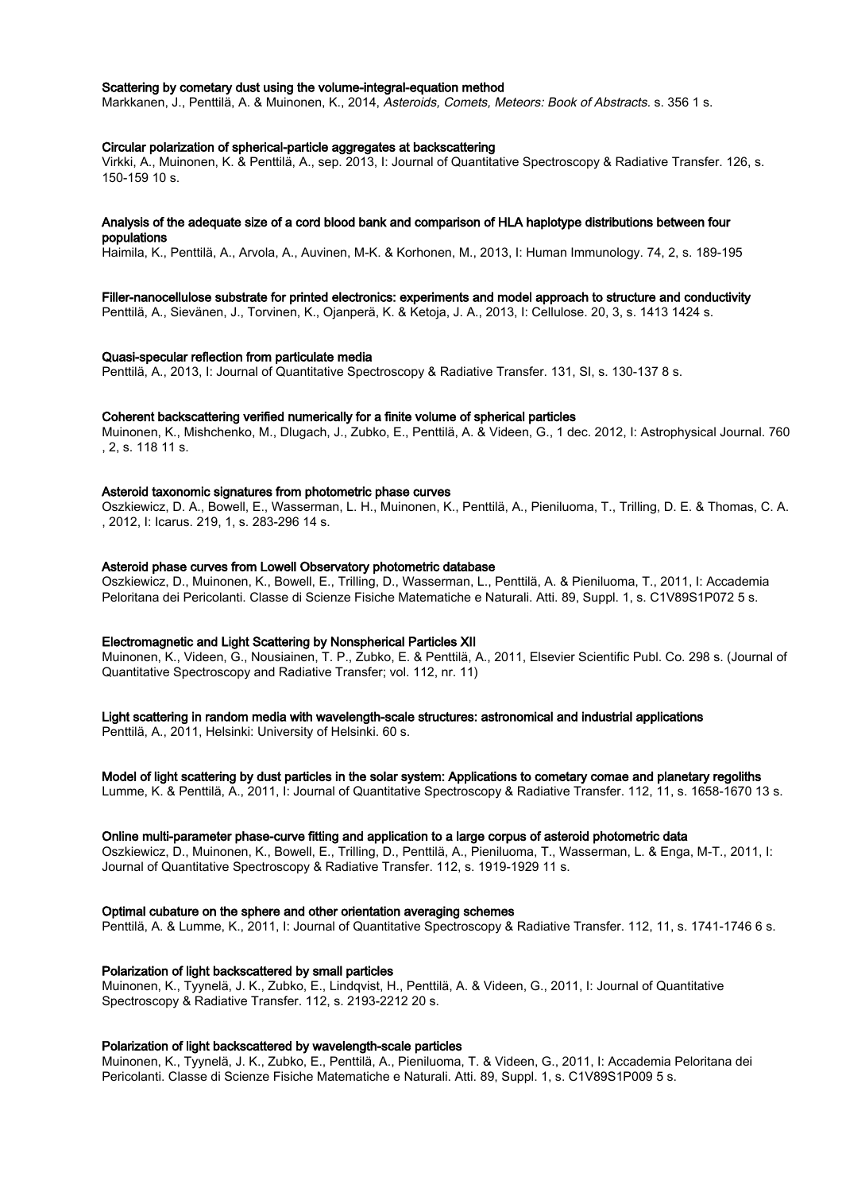**Scattering by cometary dust using the volume-integral-equation method**

Markkanen, J., Penttilä, A. & Muinonen, K., 2014, *Asteroids, Comets, Meteors: Book of Abstracts*. s. 356 1 s.

**Circular polarization of spherical-particle aggregates at backscattering**

Virkki, A., Muinonen, K. & Penttilä, A., sep. 2013, I: Journal of Quantitative Spectroscopy & Radiative Transfer. 126, s. 150-159 10 s.

**Analysis of the adequate size of a cord blood bank and comparison of HLA haplotype distributions between four populations**

Haimila, K., Penttilä, A., Arvola, A., Auvinen, M-K. & Korhonen, M., 2013, I: Human Immunology. 74, 2, s. 189-195

**Filler-nanocellulose substrate for printed electronics: experiments and model approach to structure and conductivity**

Penttilä, A., Sievänen, J., Torvinen, K., Ojanperä, K. & Ketoja, J. A., 2013, I: Cellulose. 20, 3, s. 1413 1424 s.

**Quasi-specular reflection from particulate media**

Penttilä, A., 2013, I: Journal of Quantitative Spectroscopy & Radiative Transfer. 131, SI, s. 130-137 8 s.

**Coherent backscattering verified numerically for a finite volume of spherical particles**

Muinonen, K., Mishchenko, M., Dlugach, J., Zubko, E., Penttilä, A. & Videen, G., 1 dec. 2012, I: Astrophysical Journal. 760 , 2, s. 118 11 s.

**Asteroid taxonomic signatures from photometric phase curves**

Oszkiewicz, D. A., Bowell, E., Wasserman, L. H., Muinonen, K., Penttilä, A., Pieniluoma, T., Trilling, D. E. & Thomas, C. A. , 2012, I: Icarus. 219, 1, s. 283-296 14 s.

**Asteroid phase curves from Lowell Observatory photometric database**

Oszkiewicz, D., Muinonen, K., Bowell, E., Trilling, D., Wasserman, L., Penttilä, A. & Pieniluoma, T., 2011, I: Accademia Peloritana dei Pericolanti. Classe di Scienze Fisiche Matematiche e Naturali. Atti. 89, Suppl. 1, s. C1V89S1P072 5 s.

**Electromagnetic and Light Scattering by Nonspherical Particles XII**

Muinonen, K., Videen, G., Nousiainen, T. P., Zubko, E. & Penttilä, A., 2011, Elsevier Scientific Publ. Co. 298 s. (Journal of Quantitative Spectroscopy and Radiative Transfer; vol. 112, nr. 11)

**Light scattering in random media with wavelength-scale structures: astronomical and industrial applications**

Penttilä, A., 2011, Helsinki: University of Helsinki. 60 s.

**Model of light scattering by dust particles in the solar system: Applications to cometary comae and planetary regoliths**

Lumme, K. & Penttilä, A., 2011, I: Journal of Quantitative Spectroscopy & Radiative Transfer. 112, 11, s. 1658-1670 13 s.

**Online multi-parameter phase-curve fitting and application to a large corpus of asteroid photometric data**

Oszkiewicz, D., Muinonen, K., Bowell, E., Trilling, D., Penttilä, A., Pieniluoma, T., Wasserman, L. & Enga, M-T., 2011, I: Journal of Quantitative Spectroscopy & Radiative Transfer. 112, s. 1919-1929 11 s.

**Optimal cubature on the sphere and other orientation averaging schemes**

Penttilä, A. & Lumme, K., 2011, I: Journal of Quantitative Spectroscopy & Radiative Transfer. 112, 11, s. 1741-1746 6 s.

**Polarization of light backscattered by small particles**

Muinonen, K., Tyynelä, J. K., Zubko, E., Lindqvist, H., Penttilä, A. & Videen, G., 2011, I: Journal of Quantitative Spectroscopy & Radiative Transfer. 112, s. 2193-2212 20 s.

**Polarization of light backscattered by wavelength-scale particles**

Muinonen, K., Tyynelä, J. K., Zubko, E., Penttilä, A., Pieniluoma, T. & Videen, G., 2011, I: Accademia Peloritana dei Pericolanti. Classe di Scienze Fisiche Matematiche e Naturali. Atti. 89, Suppl. 1, s. C1V89S1P009 5 s.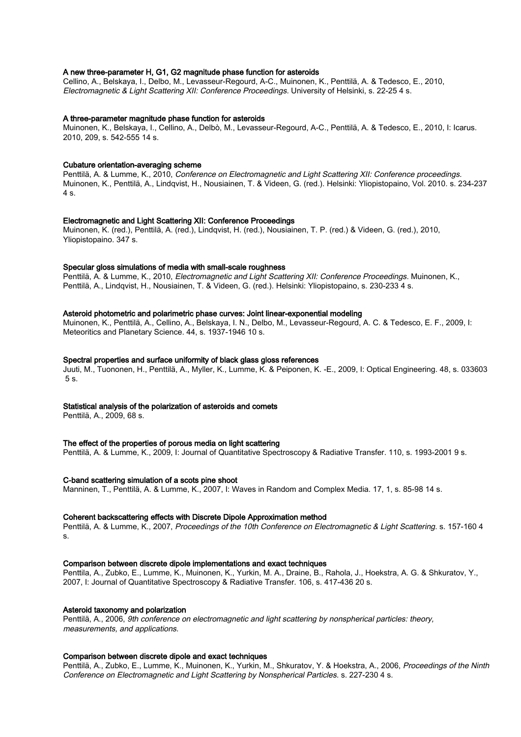**A new three-parameter H, G1, G2 magnitude phase function for asteroids**

Cellino, A., Belskaya, I., Delbo, M., Levasseur-Regourd, A-C., Muinonen, K., Penttilä, A. & Tedesco, E., 2010, *Electromagnetic & Light Scattering XII: Conference Proceedings.* University of Helsinki, s. 22-25 4 s.

**A three-parameter magnitude phase function for asteroids**

Muinonen, K., Belskaya, I., Cellino, A., Delbò, M., Levasseur-Regourd, A-C., Penttilä, A. & Tedesco, E., 2010, I: Icarus. 2010, 209, s. 542-555 14 s.

**Cubature orientation-averaging scheme**

Penttilä, A. & Lumme, K., 2010, *Conference on Electromagnetic and Light Scattering XII: Conference proceedings.* Muinonen, K., Penttilä, A., Lindqvist, H., Nousiainen, T. & Videen, G. (red.). Helsinki: Yliopistopaino, Vol. 2010. s. 234-237 4 s.

**Electromagnetic and Light Scattering XII: Conference Proceedings**

Muinonen, K. (red.), Penttilä, A. (red.), Lindqvist, H. (red.), Nousiainen, T. P. (red.) & Videen, G. (red.), 2010, Yliopistopaino. 347 s.

**Specular gloss simulations of media with small-scale roughness**

Penttilä, A. & Lumme, K., 2010, *Electromagnetic and Light Scattering XII: Conference Proceedings.* Muinonen, K., Penttilä, A., Lindqvist, H., Nousiainen, T. & Videen, G. (red.). Helsinki: Yliopistopaino, s. 230-233 4 s.

**Asteroid photometric and polarimetric phase curves: Joint linear-exponential modeling**

Muinonen, K., Penttilä, A., Cellino, A., Belskaya, I. N., Delbo, M., Levasseur-Regourd, A. C. & Tedesco, E. F., 2009, I: Meteoritics and Planetary Science. 44, s. 1937-1946 10 s.

**Spectral properties and surface uniformity of black glass gloss references**

Juuti, M., Tuononen, H., Penttilä, A., Myller, K., Lumme, K. & Peiponen, K. -E., 2009, I: Optical Engineering. 48, s. 033603 5 s.

**Statistical analysis of the polarization of asteroids and comets**

Penttilä, A., 2009, 68 s.

**The effect of the properties of porous media on light scattering**

Penttilä, A. & Lumme, K., 2009, I: Journal of Quantitative Spectroscopy & Radiative Transfer. 110, s. 1993-2001 9 s.

**C-band scattering simulation of a scots pine shoot**

Manninen, T., Penttilä, A. & Lumme, K., 2007, I: Waves in Random and Complex Media. 17, 1, s. 85-98 14 s.

**Coherent backscattering effects with Discrete Dipole Approximation method**

Penttilä, A. & Lumme, K., 2007, *Proceedings of the 10th Conference on Electromagnetic & Light Scattering.* s. 157-160 4 s.

**Comparison between discrete dipole implementations and exact techniques**

Penttila, A., Zubko, E., Lumme, K., Muinonen, K., Yurkin, M. A., Draine, B., Rahola, J., Hoekstra, A. G. & Shkuratov, Y., 2007, I: Journal of Quantitative Spectroscopy & Radiative Transfer. 106, s. 417-436 20 s.

**Asteroid taxonomy and polarization**

Penttilä, A., 2006, *9th conference on electromagnetic and light scattering by nonspherical particles: theory, measurements, and applications.*

**Comparison between discrete dipole and exact techniques**

Penttilä, A., Zubko, E., Lumme, K., Muinonen, K., Yurkin, M., Shkuratov, Y. & Hoekstra, A., 2006, *Proceedings of the Ninth Conference on Electromagnetic and Light Scattering by Nonspherical Particles.* s. 227-230 4 s.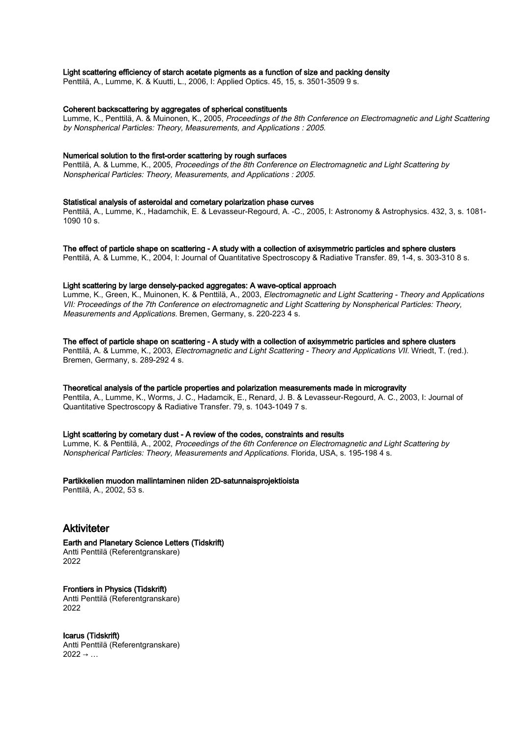**Light scattering efficiency of starch acetate pigments as a function of size and packing density**
Penttilä, A., Lumme, K. & Kuutti, L., 2006, I: Applied Optics. 45, 15, s. 3501-3509 9 s.

**Coherent backscattering by aggregates of spherical constituents**
Lumme, K., Penttilä, A. & Muinonen, K., 2005, *Proceedings of the 8th Conference on Electromagnetic and Light Scattering by Nonspherical Particles: Theory, Measurements, and Applications : 2005.*

**Numerical solution to the first-order scattering by rough surfaces**
Penttilä, A. & Lumme, K., 2005, *Proceedings of the 8th Conference on Electromagnetic and Light Scattering by Nonspherical Particles: Theory, Measurements, and Applications : 2005.*

**Statistical analysis of asteroidal and cometary polarization phase curves**
Penttilä, A., Lumme, K., Hadamchik, E. & Levasseur-Regourd, A. -C., 2005, I: Astronomy & Astrophysics. 432, 3, s. 1081-1090 10 s.

**The effect of particle shape on scattering - A study with a collection of axisymmetric particles and sphere clusters**
Penttilä, A. & Lumme, K., 2004, I: Journal of Quantitative Spectroscopy & Radiative Transfer. 89, 1-4, s. 303-310 8 s.

**Light scattering by large densely-packed aggregates: A wave-optical approach**
Lumme, K., Green, K., Muinonen, K. & Penttilä, A., 2003, *Electromagnetic and Light Scattering - Theory and Applications VII: Proceedings of the 7th Conference on electromagnetic and Light Scattering by Nonspherical Particles: Theory, Measurements and Applications.* Bremen, Germany, s. 220-223 4 s.

**The effect of particle shape on scattering - A study with a collection of axisymmetric particles and sphere clusters**
Penttilä, A. & Lumme, K., 2003, *Electromagnetic and Light Scattering - Theory and Applications VII.* Wriedt, T. (red.). Bremen, Germany, s. 289-292 4 s.

**Theoretical analysis of the particle properties and polarization measurements made in microgravity**
Penttila, A., Lumme, K., Worms, J. C., Hadamcik, E., Renard, J. B. & Levasseur-Regourd, A. C., 2003, I: Journal of Quantitative Spectroscopy & Radiative Transfer. 79, s. 1043-1049 7 s.

**Light scattering by cometary dust - A review of the codes, constraints and results**
Lumme, K. & Penttilä, A., 2002, *Proceedings of the 6th Conference on Electromagnetic and Light Scattering by Nonspherical Particles: Theory, Measurements and Applications.* Florida, USA, s. 195-198 4 s.

**Partikkelien muodon mallintaminen niiden 2D-satunnaisprojektioista**
Penttilä, A., 2002, 53 s.

## Aktiviteter

**Earth and Planetary Science Letters (Tidskrift)**
Antti Penttilä (Referentgranskare)
2022

**Frontiers in Physics (Tidskrift)**
Antti Penttilä (Referentgranskare)
2022

**Icarus (Tidskrift)**
Antti Penttilä (Referentgranskare)
2022 → …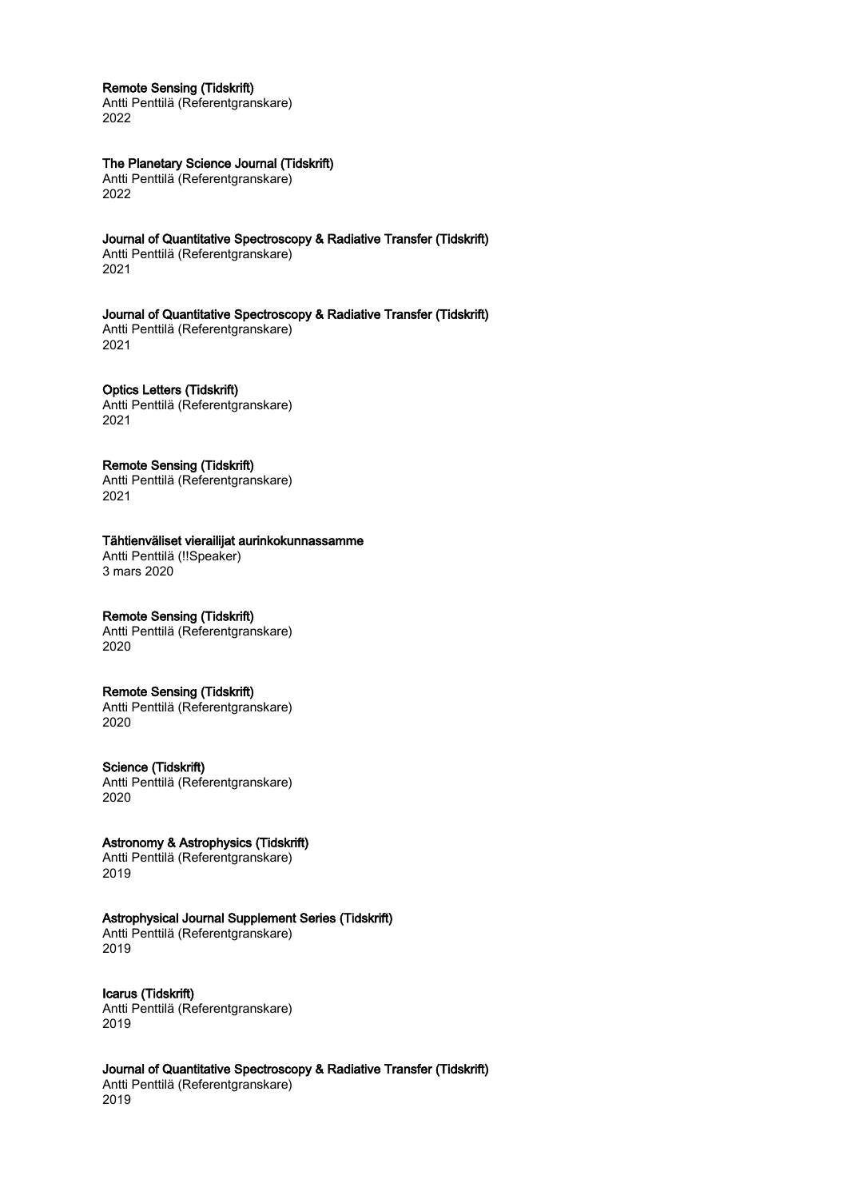**Remote Sensing (Tidskrift)**
Antti Penttilä (Referentgranskare)
2022

**The Planetary Science Journal (Tidskrift)**
Antti Penttilä (Referentgranskare)
2022

**Journal of Quantitative Spectroscopy & Radiative Transfer (Tidskrift)**
Antti Penttilä (Referentgranskare)
2021

**Journal of Quantitative Spectroscopy & Radiative Transfer (Tidskrift)**
Antti Penttilä (Referentgranskare)
2021

**Optics Letters (Tidskrift)**
Antti Penttilä (Referentgranskare)
2021

**Remote Sensing (Tidskrift)**
Antti Penttilä (Referentgranskare)
2021

**Tähtienväliset vierailijat aurinkokunnassamme**
Antti Penttilä (!!Speaker)
3 mars 2020

**Remote Sensing (Tidskrift)**
Antti Penttilä (Referentgranskare)
2020

**Remote Sensing (Tidskrift)**
Antti Penttilä (Referentgranskare)
2020

**Science (Tidskrift)**
Antti Penttilä (Referentgranskare)
2020

**Astronomy & Astrophysics (Tidskrift)**
Antti Penttilä (Referentgranskare)
2019

**Astrophysical Journal Supplement Series (Tidskrift)**
Antti Penttilä (Referentgranskare)
2019

**Icarus (Tidskrift)**
Antti Penttilä (Referentgranskare)
2019

**Journal of Quantitative Spectroscopy & Radiative Transfer (Tidskrift)**
Antti Penttilä (Referentgranskare)
2019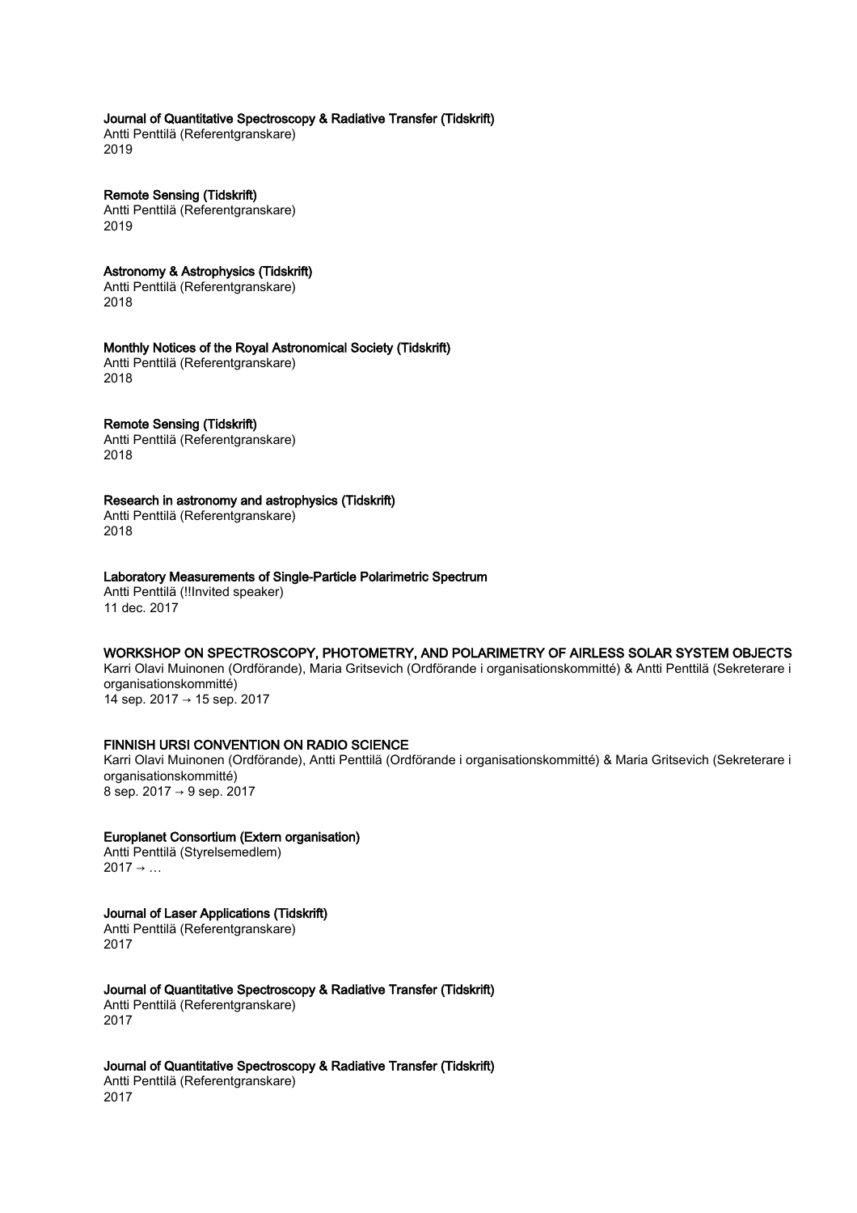**Journal of Quantitative Spectroscopy & Radiative Transfer (Tidskrift)**
Antti Penttilä (Referentgranskare)
2019

**Remote Sensing (Tidskrift)**
Antti Penttilä (Referentgranskare)
2019

**Astronomy & Astrophysics (Tidskrift)**
Antti Penttilä (Referentgranskare)
2018

**Monthly Notices of the Royal Astronomical Society (Tidskrift)**
Antti Penttilä (Referentgranskare)
2018

**Remote Sensing (Tidskrift)**
Antti Penttilä (Referentgranskare)
2018

**Research in astronomy and astrophysics (Tidskrift)**
Antti Penttilä (Referentgranskare)
2018

**Laboratory Measurements of Single-Particle Polarimetric Spectrum**
Antti Penttilä (!!Invited speaker)
11 dec. 2017

**WORKSHOP ON SPECTROSCOPY, PHOTOMETRY, AND POLARIMETRY OF AIRLESS SOLAR SYSTEM OBJECTS**
Karri Olavi Muinonen (Ordförande), Maria Gritsevich (Ordförande i organisationskommitté) & Antti Penttilä (Sekreterare i organisationskommitté)
14 sep. 2017 → 15 sep. 2017

**FINNISH URSI CONVENTION ON RADIO SCIENCE**
Karri Olavi Muinonen (Ordförande), Antti Penttilä (Ordförande i organisationskommitté) & Maria Gritsevich (Sekreterare i organisationskommitté)
8 sep. 2017 → 9 sep. 2017

**Europlanet Consortium (Extern organisation)**
Antti Penttilä (Styrelsemedlem)
2017 → …

**Journal of Laser Applications (Tidskrift)**
Antti Penttilä (Referentgranskare)
2017

**Journal of Quantitative Spectroscopy & Radiative Transfer (Tidskrift)**
Antti Penttilä (Referentgranskare)
2017

**Journal of Quantitative Spectroscopy & Radiative Transfer (Tidskrift)**
Antti Penttilä (Referentgranskare)
2017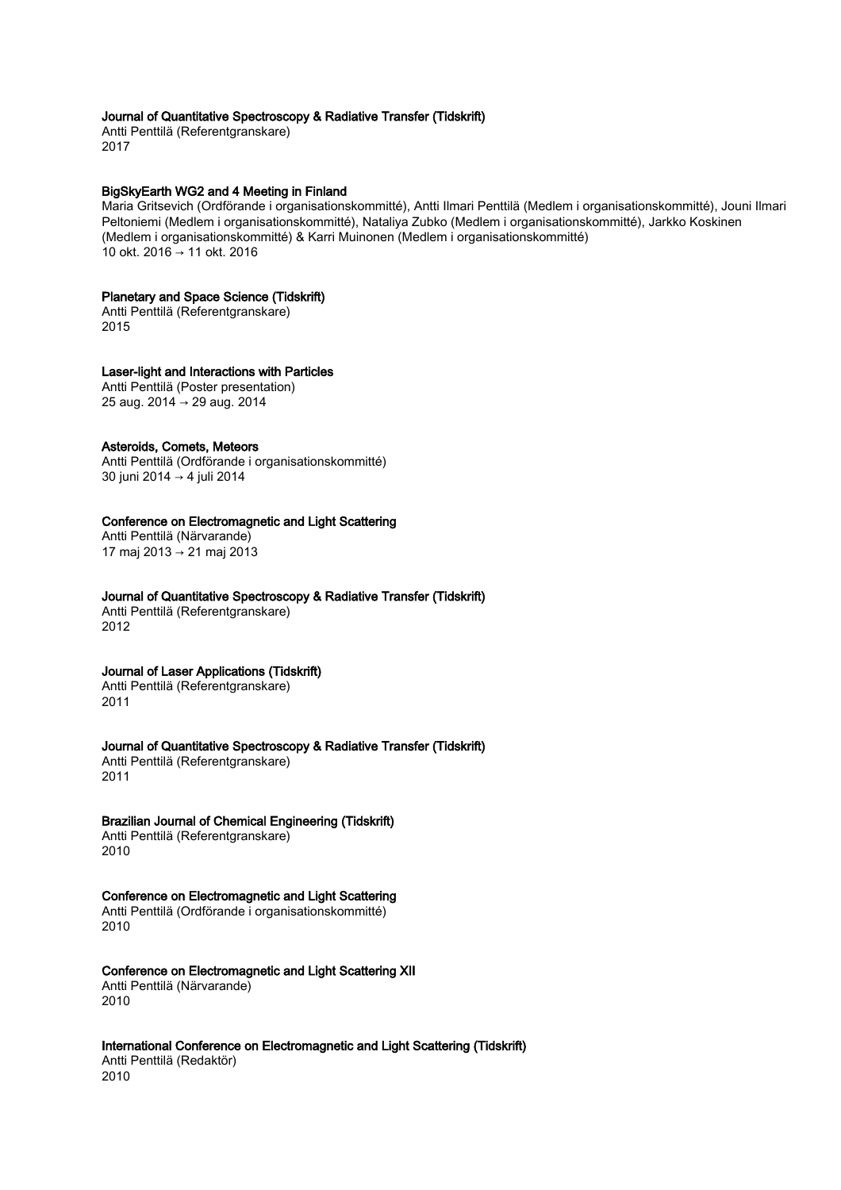**Journal of Quantitative Spectroscopy & Radiative Transfer (Tidskrift)**
Antti Penttilä (Referentgranskare)
2017

**BigSkyEarth WG2 and 4 Meeting in Finland**
Maria Gritsevich (Ordförande i organisationskommitté), Antti Ilmari Penttilä (Medlem i organisationskommitté), Jouni Ilmari Peltoniemi (Medlem i organisationskommitté), Nataliya Zubko (Medlem i organisationskommitté), Jarkko Koskinen (Medlem i organisationskommitté) & Karri Muinonen (Medlem i organisationskommitté)
10 okt. 2016 → 11 okt. 2016

**Planetary and Space Science (Tidskrift)**
Antti Penttilä (Referentgranskare)
2015

**Laser-light and Interactions with Particles**
Antti Penttilä (Poster presentation)
25 aug. 2014 → 29 aug. 2014

**Asteroids, Comets, Meteors**
Antti Penttilä (Ordförande i organisationskommitté)
30 juni 2014 → 4 juli 2014

**Conference on Electromagnetic and Light Scattering**
Antti Penttilä (Närvarande)
17 maj 2013 → 21 maj 2013

**Journal of Quantitative Spectroscopy & Radiative Transfer (Tidskrift)**
Antti Penttilä (Referentgranskare)
2012

**Journal of Laser Applications (Tidskrift)**
Antti Penttilä (Referentgranskare)
2011

**Journal of Quantitative Spectroscopy & Radiative Transfer (Tidskrift)**
Antti Penttilä (Referentgranskare)
2011

**Brazilian Journal of Chemical Engineering (Tidskrift)**
Antti Penttilä (Referentgranskare)
2010

**Conference on Electromagnetic and Light Scattering**
Antti Penttilä (Ordförande i organisationskommitté)
2010

**Conference on Electromagnetic and Light Scattering XII**
Antti Penttilä (Närvarande)
2010

**International Conference on Electromagnetic and Light Scattering (Tidskrift)**
Antti Penttilä (Redaktör)
2010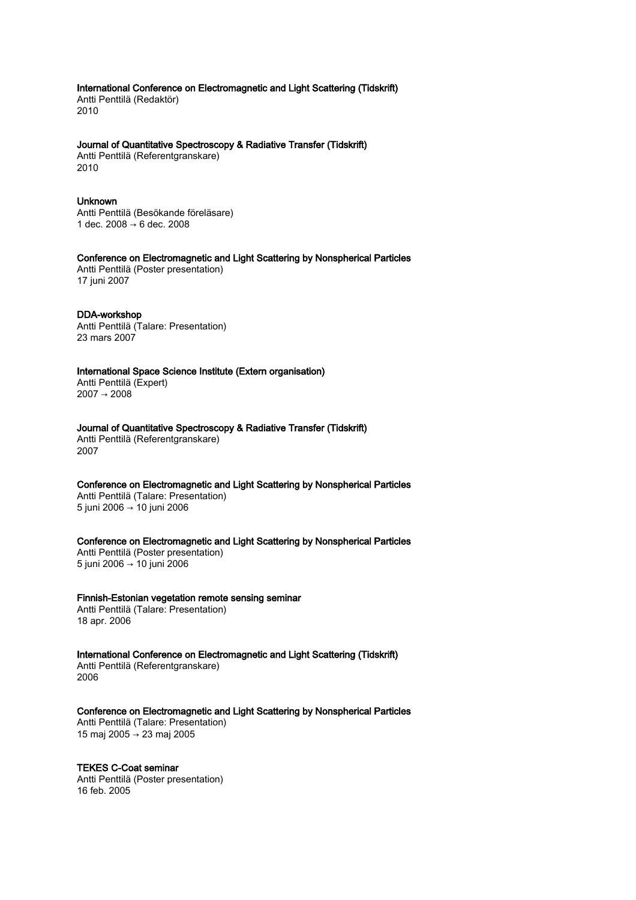**International Conference on Electromagnetic and Light Scattering (Tidskrift)**
Antti Penttilä (Redaktör)
2010

**Journal of Quantitative Spectroscopy & Radiative Transfer (Tidskrift)**
Antti Penttilä (Referentgranskare)
2010

**Unknown**
Antti Penttilä (Besökande föreläsare)
1 dec. 2008 → 6 dec. 2008

**Conference on Electromagnetic and Light Scattering by Nonspherical Particles**
Antti Penttilä (Poster presentation)
17 juni 2007

**DDA-workshop**
Antti Penttilä (Talare: Presentation)
23 mars 2007

**International Space Science Institute (Extern organisation)**
Antti Penttilä (Expert)
2007 → 2008

**Journal of Quantitative Spectroscopy & Radiative Transfer (Tidskrift)**
Antti Penttilä (Referentgranskare)
2007

**Conference on Electromagnetic and Light Scattering by Nonspherical Particles**
Antti Penttilä (Talare: Presentation)
5 juni 2006 → 10 juni 2006

**Conference on Electromagnetic and Light Scattering by Nonspherical Particles**
Antti Penttilä (Poster presentation)
5 juni 2006 → 10 juni 2006

**Finnish-Estonian vegetation remote sensing seminar**
Antti Penttilä (Talare: Presentation)
18 apr. 2006

**International Conference on Electromagnetic and Light Scattering (Tidskrift)**
Antti Penttilä (Referentgranskare)
2006

**Conference on Electromagnetic and Light Scattering by Nonspherical Particles**
Antti Penttilä (Talare: Presentation)
15 maj 2005 → 23 maj 2005

**TEKES C-Coat seminar**
Antti Penttilä (Poster presentation)
16 feb. 2005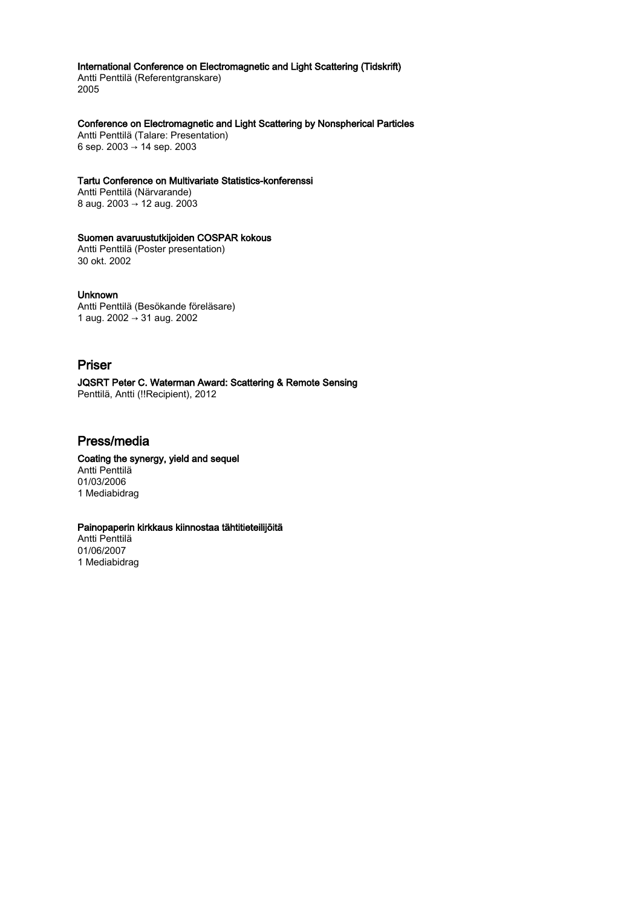**International Conference on Electromagnetic and Light Scattering (Tidskrift)**
Antti Penttilä (Referentgranskare)
2005

**Conference on Electromagnetic and Light Scattering by Nonspherical Particles**
Antti Penttilä (Talare: Presentation)
6 sep. 2003 → 14 sep. 2003

**Tartu Conference on Multivariate Statistics-konferenssi**
Antti Penttilä (Närvarande)
8 aug. 2003 → 12 aug. 2003

**Suomen avaruustutkijoiden COSPAR kokous**
Antti Penttilä (Poster presentation)
30 okt. 2002

**Unknown**
Antti Penttilä (Besökande föreläsare)
1 aug. 2002 → 31 aug. 2002

## Priser

**JQSRT Peter C. Waterman Award: Scattering & Remote Sensing**
Penttilä, Antti (!!Recipient), 2012

## Press/media

**Coating the synergy, yield and sequel**
Antti Penttilä
01/03/2006
1 Mediabidrag

**Painopaperin kirkkaus kiinnostaa tähtitieteilijöitä**
Antti Penttilä
01/06/2007
1 Mediabidrag